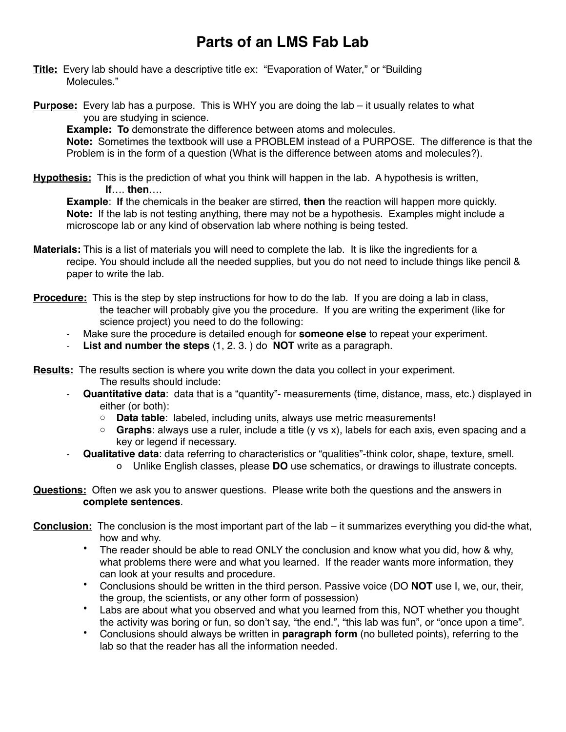# Parts of an LMS Fab Lab

**Title:** Every lab should have a descriptive title ex: "Evaporation of Water," or "Building Molecules."

**Purpose:** Every lab has a purpose. This is WHY you are doing the lab – it usually relates to what you are studying in science.

**Example: To** demonstrate the difference between atoms and molecules.

**Note:** Sometimes the textbook will use a PROBLEM instead of a PURPOSE. The difference is that the Problem is in the form of a question (What is the difference between atoms and molecules?).

**Hypothesis:** This is the prediction of what you think will happen in the lab. A hypothesis is written, **If**…. **then**….

**Example**: **If** the chemicals in the beaker are stirred, **then** the reaction will happen more quickly.

**Note:** If the lab is not testing anything, there may not be a hypothesis. Examples might include a microscope lab or any kind of observation lab where nothing is being tested.

**Materials:** This is a list of materials you will need to complete the lab. It is like the ingredients for a recipe. You should include all the needed supplies, but you do not need to include things like pencil & paper to write the lab.

**Procedure:** This is the step by step instructions for how to do the lab. If you are doing a lab in class, the teacher will probably give you the procedure. If you are writing the experiment (like for science project) you need to do the following:

- Make sure the procedure is detailed enough for **someone else** to repeat your experiment.
- **List and number the steps** (1, 2. 3. ) do **NOT** write as a paragraph.

**Results:** The results section is where you write down the data you collect in your experiment. The results should include:

- **Quantitative data**: data that is a "quantity"- measurements (time, distance, mass, etc.) displayed in either (or both):
  - **Data table**: labeled, including units, always use metric measurements!
  - **Graphs**: always use a ruler, include a title (y vs x), labels for each axis, even spacing and a key or legend if necessary.
- **Qualitative data**: data referring to characteristics or "qualities"-think color, shape, texture, smell.
  - Unlike English classes, please **DO** use schematics, or drawings to illustrate concepts.

**Questions:** Often we ask you to answer questions. Please write both the questions and the answers in **complete sentences**.

**Conclusion:** The conclusion is the most important part of the lab – it summarizes everything you did-the what, how and why.

- The reader should be able to read ONLY the conclusion and know what you did, how & why, what problems there were and what you learned. If the reader wants more information, they can look at your results and procedure.
- Conclusions should be written in the third person. Passive voice (DO **NOT** use I, we, our, their, the group, the scientists, or any other form of possession)
- Labs are about what you observed and what you learned from this, NOT whether you thought the activity was boring or fun, so don't say, "the end.", "this lab was fun", or "once upon a time".
- Conclusions should always be written in **paragraph form** (no bulleted points), referring to the lab so that the reader has all the information needed.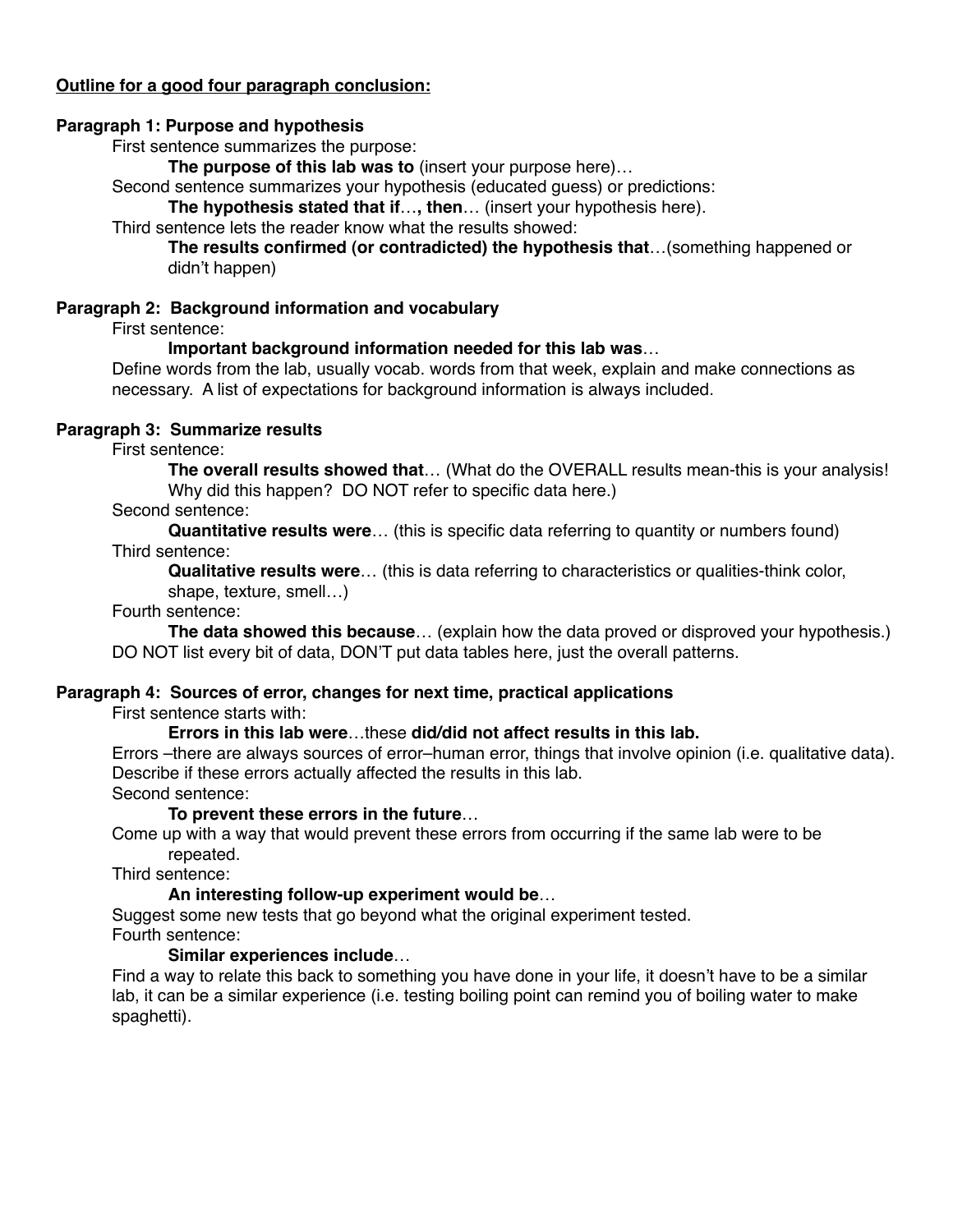**<u>Outline for a good four paragraph conclusion:</u>**

**Paragraph 1: Purpose and hypothesis**

First sentence summarizes the purpose:

> **The purpose of this lab was to** (insert your purpose here)…

Second sentence summarizes your hypothesis (educated guess) or predictions:

> **The hypothesis stated that if**…**, then**… (insert your hypothesis here).

Third sentence lets the reader know what the results showed:

> **The results confirmed (or contradicted) the hypothesis that**…(something happened or didn't happen)

**Paragraph 2: Background information and vocabulary**

First sentence:

> **Important background information needed for this lab was**…

Define words from the lab, usually vocab. words from that week, explain and make connections as necessary. A list of expectations for background information is always included.

**Paragraph 3: Summarize results**

First sentence:

> **The overall results showed that**… (What do the OVERALL results mean-this is your analysis! Why did this happen? DO NOT refer to specific data here.)

Second sentence:

> **Quantitative results were**… (this is specific data referring to quantity or numbers found)

Third sentence:

> **Qualitative results were**… (this is data referring to characteristics or qualities-think color, shape, texture, smell…)

Fourth sentence:

> **The data showed this because**… (explain how the data proved or disproved your hypothesis.)

DO NOT list every bit of data, DON'T put data tables here, just the overall patterns.

**Paragraph 4: Sources of error, changes for next time, practical applications**

First sentence starts with:

> **Errors in this lab were**…these **did/did not affect results in this lab.**

Errors –there are always sources of error–human error, things that involve opinion (i.e. qualitative data). Describe if these errors actually affected the results in this lab.

Second sentence:

> **To prevent these errors in the future**…

Come up with a way that would prevent these errors from occurring if the same lab were to be repeated.

Third sentence:

> **An interesting follow-up experiment would be**…

Suggest some new tests that go beyond what the original experiment tested.

Fourth sentence:

> **Similar experiences include**…

Find a way to relate this back to something you have done in your life, it doesn't have to be a similar lab, it can be a similar experience (i.e. testing boiling point can remind you of boiling water to make spaghetti).